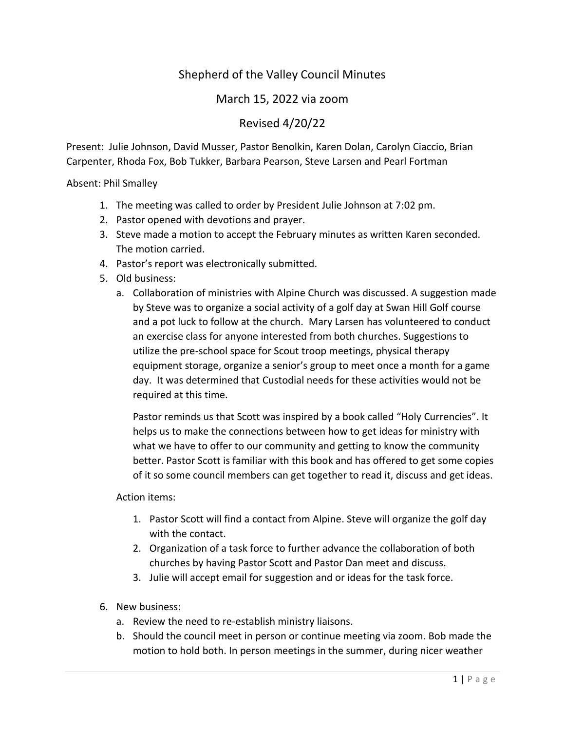# Shepherd of the Valley Council Minutes

## March 15, 2022 via zoom

## Revised 4/20/22

Present: Julie Johnson, David Musser, Pastor Benolkin, Karen Dolan, Carolyn Ciaccio, Brian Carpenter, Rhoda Fox, Bob Tukker, Barbara Pearson, Steve Larsen and Pearl Fortman

Absent: Phil Smalley

1. The meeting was called to order by President Julie Johnson at 7:02 pm.
2. Pastor opened with devotions and prayer.
3. Steve made a motion to accept the February minutes as written Karen seconded. The motion carried.
4. Pastor's report was electronically submitted.
5. Old business:
   a. Collaboration of ministries with Alpine Church was discussed. A suggestion made by Steve was to organize a social activity of a golf day at Swan Hill Golf course and a pot luck to follow at the church. Mary Larsen has volunteered to conduct an exercise class for anyone interested from both churches. Suggestions to utilize the pre-school space for Scout troop meetings, physical therapy equipment storage, organize a senior's group to meet once a month for a game day. It was determined that Custodial needs for these activities would not be required at this time.

      Pastor reminds us that Scott was inspired by a book called "Holy Currencies". It helps us to make the connections between how to get ideas for ministry with what we have to offer to our community and getting to know the community better. Pastor Scott is familiar with this book and has offered to get some copies of it so some council members can get together to read it, discuss and get ideas.

   Action items:

   1. Pastor Scott will find a contact from Alpine. Steve will organize the golf day with the contact.
   2. Organization of a task force to further advance the collaboration of both churches by having Pastor Scott and Pastor Dan meet and discuss.
   3. Julie will accept email for suggestion and or ideas for the task force.

6. New business:
   a. Review the need to re-establish ministry liaisons.
   b. Should the council meet in person or continue meeting via zoom. Bob made the motion to hold both. In person meetings in the summer, during nicer weather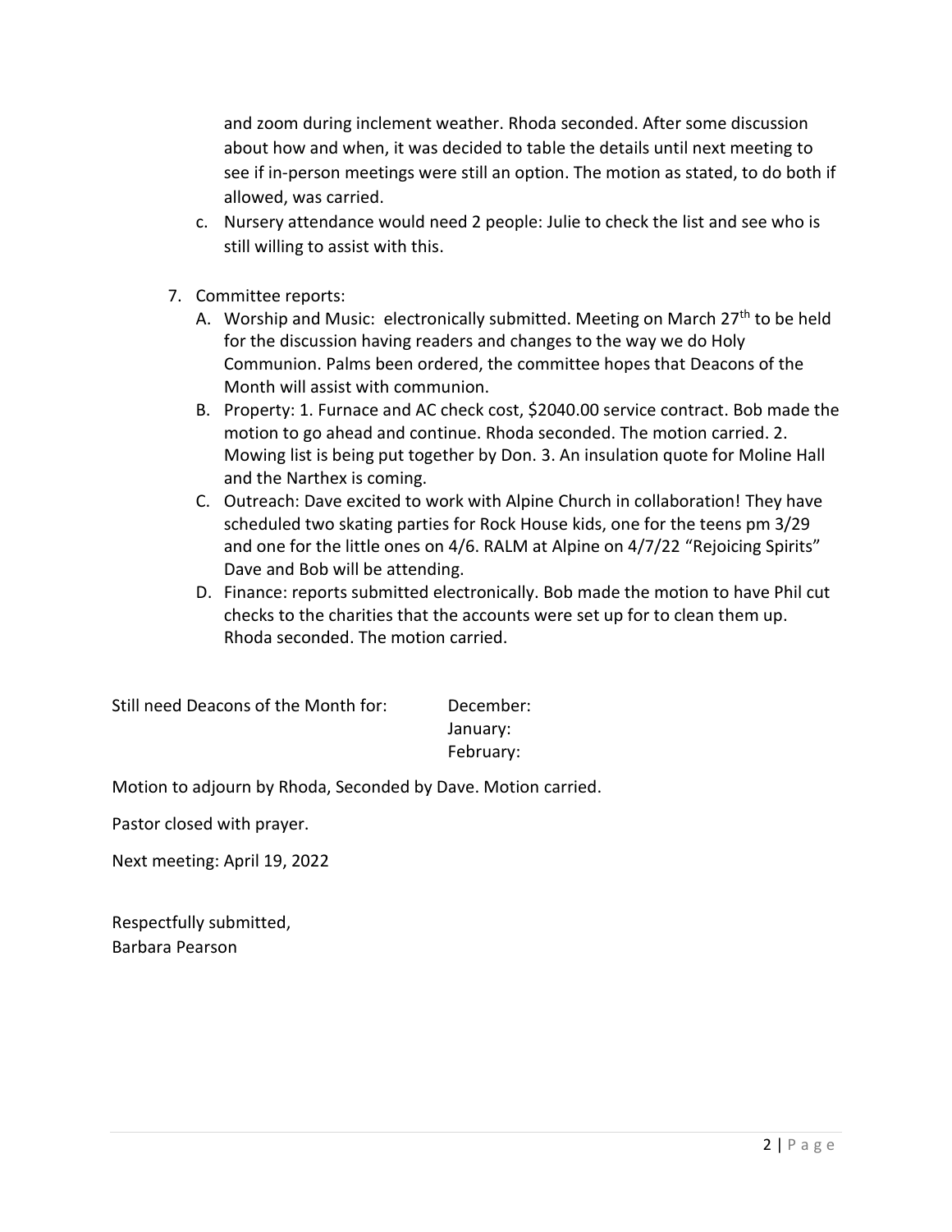and zoom during inclement weather. Rhoda seconded. After some discussion about how and when, it was decided to table the details until next meeting to see if in-person meetings were still an option. The motion as stated, to do both if allowed, was carried.

c. Nursery attendance would need 2 people: Julie to check the list and see who is still willing to assist with this.

7. Committee reports:
   A. Worship and Music: electronically submitted. Meeting on March 27th to be held for the discussion having readers and changes to the way we do Holy Communion. Palms been ordered, the committee hopes that Deacons of the Month will assist with communion.
   B. Property: 1. Furnace and AC check cost, $2040.00 service contract. Bob made the motion to go ahead and continue. Rhoda seconded. The motion carried. 2. Mowing list is being put together by Don. 3. An insulation quote for Moline Hall and the Narthex is coming.
   C. Outreach: Dave excited to work with Alpine Church in collaboration! They have scheduled two skating parties for Rock House kids, one for the teens pm 3/29 and one for the little ones on 4/6. RALM at Alpine on 4/7/22 "Rejoicing Spirits" Dave and Bob will be attending.
   D. Finance: reports submitted electronically. Bob made the motion to have Phil cut checks to the charities that the accounts were set up for to clean them up. Rhoda seconded. The motion carried.

Still need Deacons of the Month for: December:
January:
February:

Motion to adjourn by Rhoda, Seconded by Dave. Motion carried.

Pastor closed with prayer.

Next meeting: April 19, 2022

Respectfully submitted,
Barbara Pearson